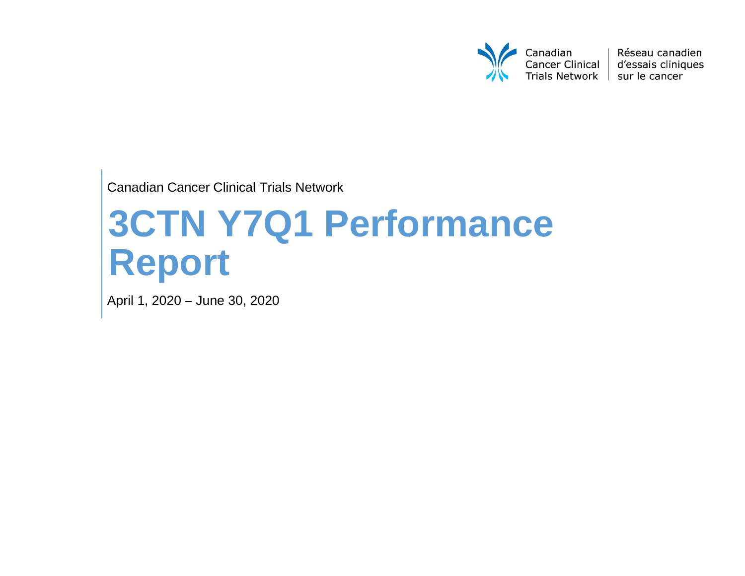Canadian Cancer Clinical Trials Network | Réseau canadien d'essais cliniques sur le cancer

Canadian Cancer Clinical Trials Network

# 3CTN Y7Q1 Performance Report

April 1, 2020 – June 30, 2020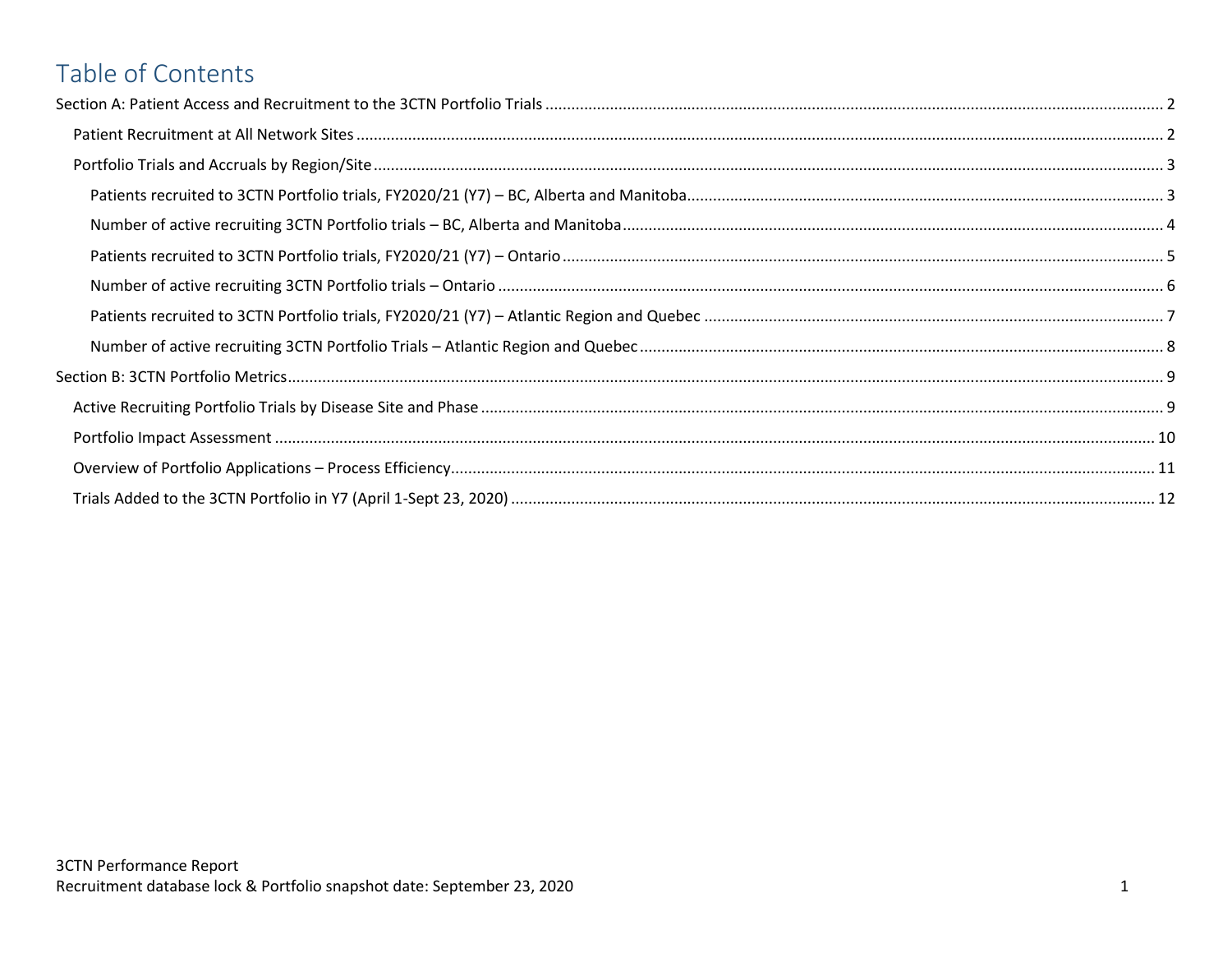# Table of Contents

Section A: Patient Access and Recruitment to the 3CTN Portfolio Trials ..... 2

- Patient Recruitment at All Network Sites ..... 2
- Portfolio Trials and Accruals by Region/Site ..... 3
  - Patients recruited to 3CTN Portfolio trials, FY2020/21 (Y7) – BC, Alberta and Manitoba ..... 3
  - Number of active recruiting 3CTN Portfolio trials – BC, Alberta and Manitoba ..... 4
  - Patients recruited to 3CTN Portfolio trials, FY2020/21 (Y7) – Ontario ..... 5
  - Number of active recruiting 3CTN Portfolio trials – Ontario ..... 6
  - Patients recruited to 3CTN Portfolio trials, FY2020/21 (Y7) – Atlantic Region and Quebec ..... 7
  - Number of active recruiting 3CTN Portfolio Trials – Atlantic Region and Quebec ..... 8

Section B: 3CTN Portfolio Metrics ..... 9

- Active Recruiting Portfolio Trials by Disease Site and Phase ..... 9
- Portfolio Impact Assessment ..... 10
- Overview of Portfolio Applications – Process Efficiency ..... 11
- Trials Added to the 3CTN Portfolio in Y7 (April 1-Sept 23, 2020) ..... 12

3CTN Performance Report
Recruitment database lock & Portfolio snapshot date: September 23, 2020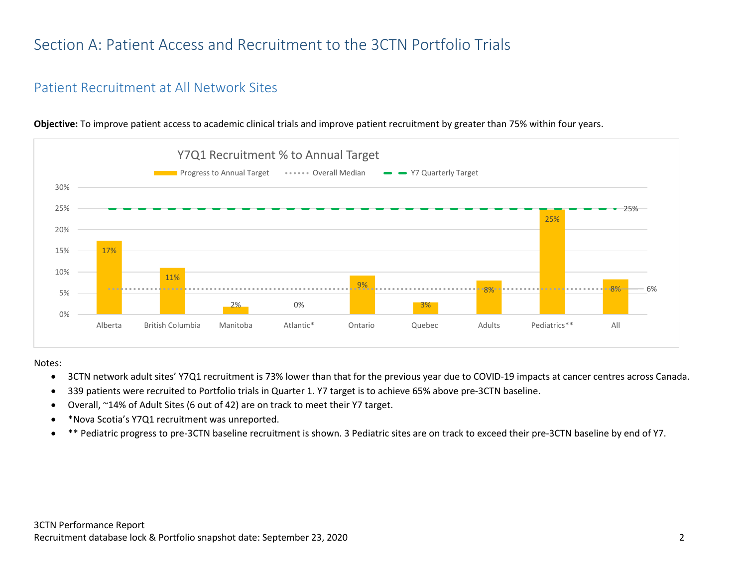# Section A: Patient Access and Recruitment to the 3CTN Portfolio Trials

## Patient Recruitment at All Network Sites

**Objective:** To improve patient access to academic clinical trials and improve patient recruitment by greater than 75% within four years.

**Y7Q1 Recruitment % to Annual Target**

| | Progress to Annual Target | Overall Median | Y7 Quarterly Target |
|---|---|---|---|
| Alberta | 17% | 6% | 25% |
| British Columbia | 11% | 6% | 25% |
| Manitoba | 2% | 6% | 25% |
| Atlantic* | 0% | 6% | 25% |
| Ontario | 9% | 6% | 25% |
| Quebec | 3% | 6% | 25% |
| Adults | 8% | 6% | 25% |
| Pediatrics** | 25% | 6% | 25% |
| All | 8% | 6% | 25% |

Notes:

- 3CTN network adult sites' Y7Q1 recruitment is 73% lower than that for the previous year due to COVID-19 impacts at cancer centres across Canada.
- 339 patients were recruited to Portfolio trials in Quarter 1. Y7 target is to achieve 65% above pre-3CTN baseline.
- Overall, ~14% of Adult Sites (6 out of 42) are on track to meet their Y7 target.
- *Nova Scotia's Y7Q1 recruitment was unreported.
- ** Pediatric progress to pre-3CTN baseline recruitment is shown. 3 Pediatric sites are on track to exceed their pre-3CTN baseline by end of Y7.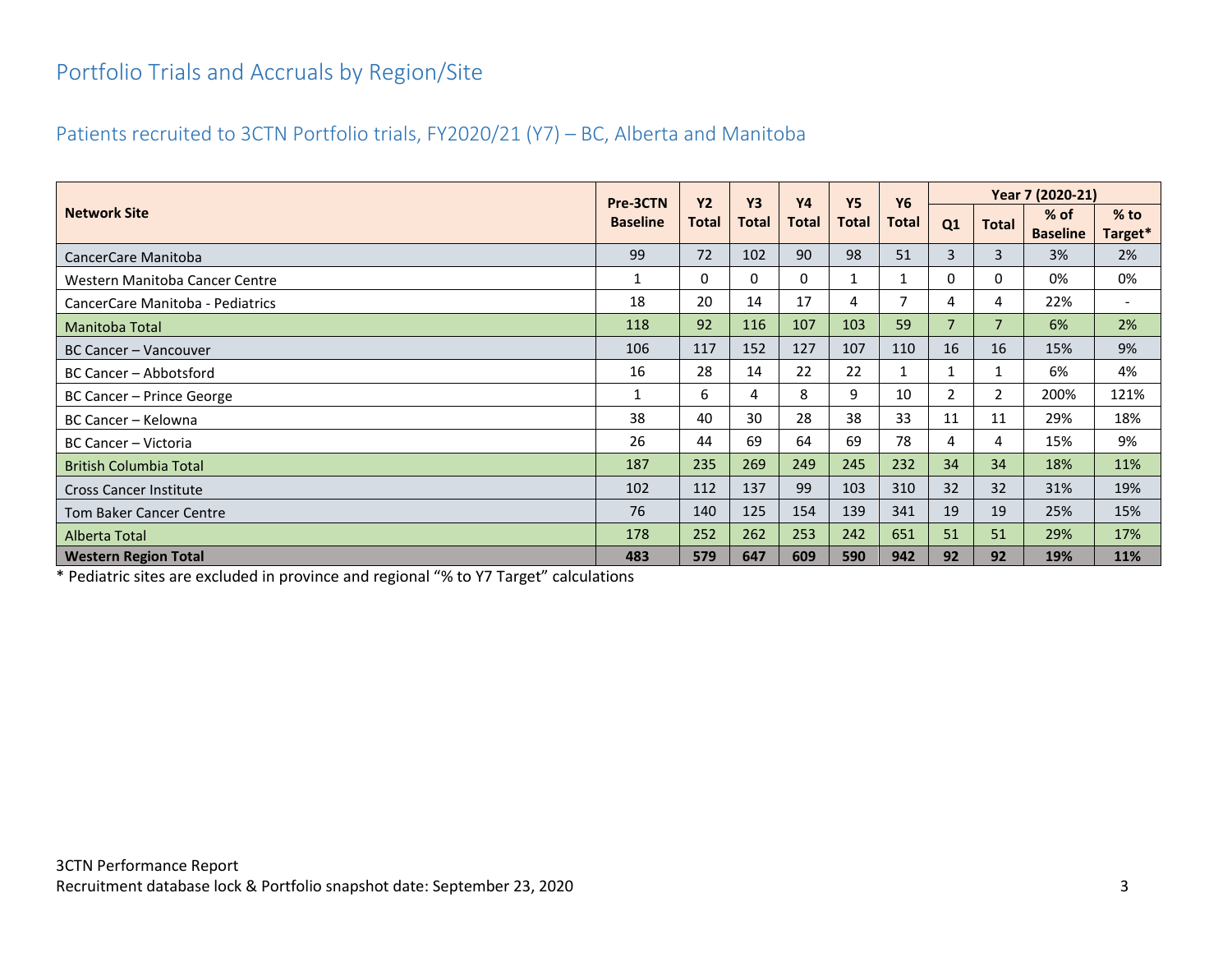# Portfolio Trials and Accruals by Region/Site

## Patients recruited to 3CTN Portfolio trials, FY2020/21 (Y7) – BC, Alberta and Manitoba

| Network Site | Pre-3CTN Baseline | Y2 Total | Y3 Total | Y4 Total | Y5 Total | Y6 Total | Year 7 (2020-21) | | | |
|---|---|---|---|---|---|---|---|---|---|---|
| | | | | | | | Q1 | Total | % of Baseline | % to Target* |
| CancerCare Manitoba | 99 | 72 | 102 | 90 | 98 | 51 | 3 | 3 | 3% | 2% |
| Western Manitoba Cancer Centre | 1 | 0 | 0 | 0 | 1 | 1 | 0 | 0 | 0% | 0% |
| CancerCare Manitoba - Pediatrics | 18 | 20 | 14 | 17 | 4 | 7 | 4 | 4 | 22% | - |
| Manitoba Total | 118 | 92 | 116 | 107 | 103 | 59 | 7 | 7 | 6% | 2% |
| BC Cancer – Vancouver | 106 | 117 | 152 | 127 | 107 | 110 | 16 | 16 | 15% | 9% |
| BC Cancer – Abbotsford | 16 | 28 | 14 | 22 | 22 | 1 | 1 | 1 | 6% | 4% |
| BC Cancer – Prince George | 1 | 6 | 4 | 8 | 9 | 10 | 2 | 2 | 200% | 121% |
| BC Cancer – Kelowna | 38 | 40 | 30 | 28 | 38 | 33 | 11 | 11 | 29% | 18% |
| BC Cancer – Victoria | 26 | 44 | 69 | 64 | 69 | 78 | 4 | 4 | 15% | 9% |
| British Columbia Total | 187 | 235 | 269 | 249 | 245 | 232 | 34 | 34 | 18% | 11% |
| Cross Cancer Institute | 102 | 112 | 137 | 99 | 103 | 310 | 32 | 32 | 31% | 19% |
| Tom Baker Cancer Centre | 76 | 140 | 125 | 154 | 139 | 341 | 19 | 19 | 25% | 15% |
| Alberta Total | 178 | 252 | 262 | 253 | 242 | 651 | 51 | 51 | 29% | 17% |
| **Western Region Total** | **483** | **579** | **647** | **609** | **590** | **942** | **92** | **92** | **19%** | **11%** |

* Pediatric sites are excluded in province and regional "% to Y7 Target" calculations

3CTN Performance Report
Recruitment database lock & Portfolio snapshot date: September 23, 2020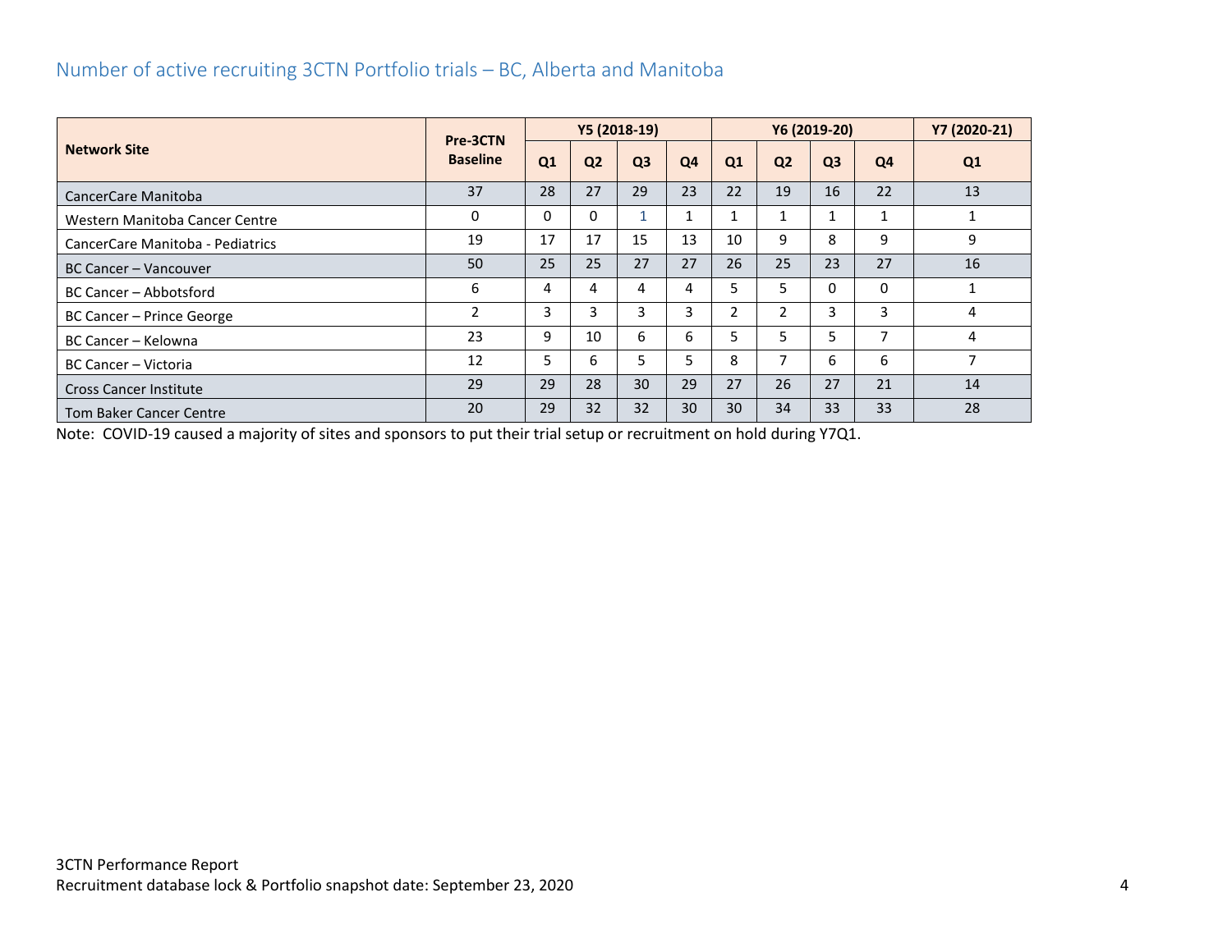## Number of active recruiting 3CTN Portfolio trials – BC, Alberta and Manitoba

| Network Site | Pre-3CTN Baseline | Y5 (2018-19) | | | | Y6 (2019-20) | | | | Y7 (2020-21) |
|---|---|---|---|---|---|---|---|---|---|---|
| | | Q1 | Q2 | Q3 | Q4 | Q1 | Q2 | Q3 | Q4 | Q1 |
| CancerCare Manitoba | 37 | 28 | 27 | 29 | 23 | 22 | 19 | 16 | 22 | 13 |
| Western Manitoba Cancer Centre | 0 | 0 | 0 | 1 | 1 | 1 | 1 | 1 | 1 | 1 |
| CancerCare Manitoba - Pediatrics | 19 | 17 | 17 | 15 | 13 | 10 | 9 | 8 | 9 | 9 |
| BC Cancer – Vancouver | 50 | 25 | 25 | 27 | 27 | 26 | 25 | 23 | 27 | 16 |
| BC Cancer – Abbotsford | 6 | 4 | 4 | 4 | 4 | 5 | 5 | 0 | 0 | 1 |
| BC Cancer – Prince George | 2 | 3 | 3 | 3 | 3 | 2 | 2 | 3 | 3 | 4 |
| BC Cancer – Kelowna | 23 | 9 | 10 | 6 | 6 | 5 | 5 | 5 | 7 | 4 |
| BC Cancer – Victoria | 12 | 5 | 6 | 5 | 5 | 8 | 7 | 6 | 6 | 7 |
| Cross Cancer Institute | 29 | 29 | 28 | 30 | 29 | 27 | 26 | 27 | 21 | 14 |
| Tom Baker Cancer Centre | 20 | 29 | 32 | 32 | 30 | 30 | 34 | 33 | 33 | 28 |

Note: COVID-19 caused a majority of sites and sponsors to put their trial setup or recruitment on hold during Y7Q1.

3CTN Performance Report
Recruitment database lock & Portfolio snapshot date: September 23, 2020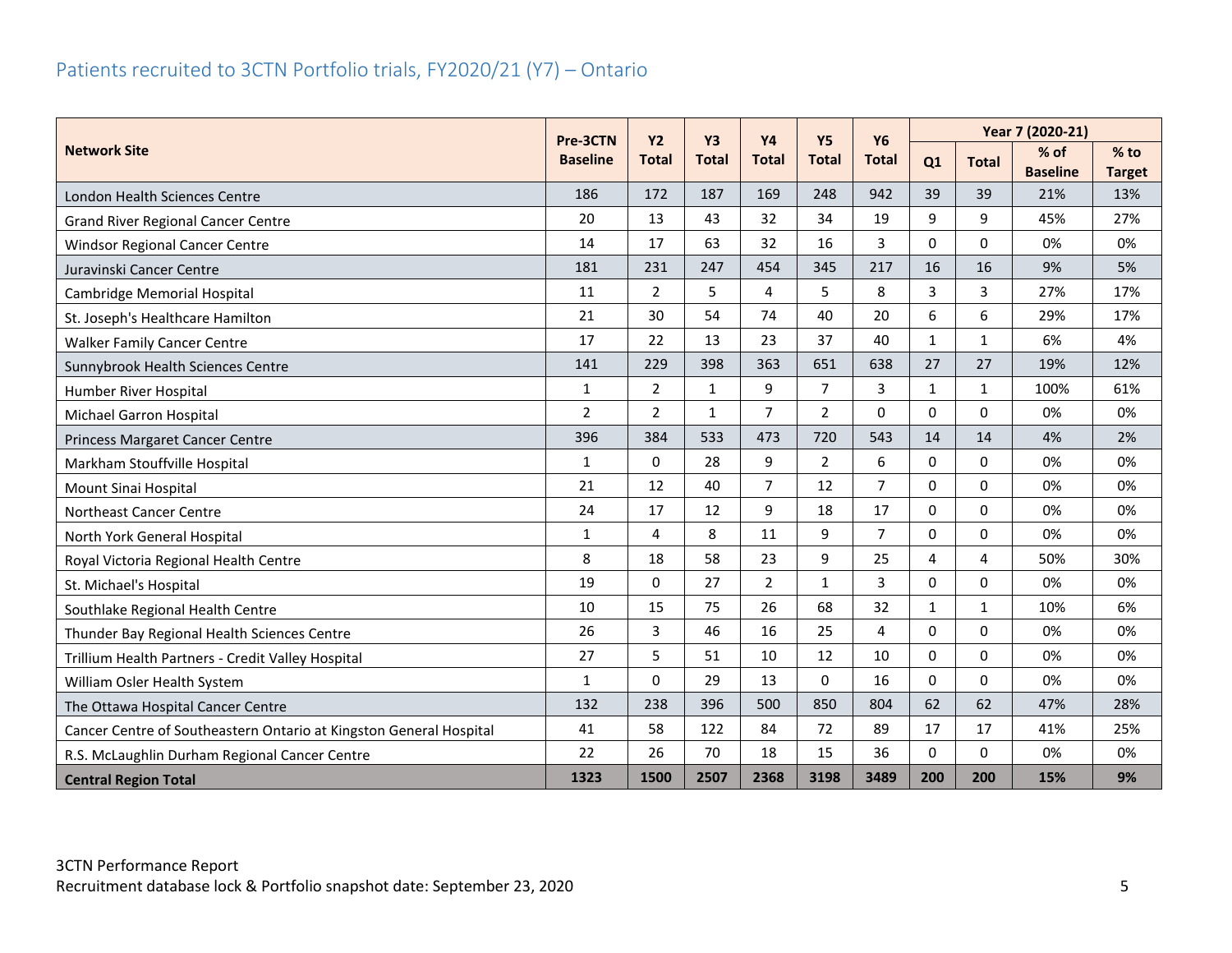## Patients recruited to 3CTN Portfolio trials, FY2020/21 (Y7) – Ontario

| Network Site | Pre-3CTN Baseline | Y2 Total | Y3 Total | Y4 Total | Y5 Total | Y6 Total | Year 7 (2020-21) | | | |
|---|---|---|---|---|---|---|---|---|---|---|
| | | | | | | | Q1 | Total | % of Baseline | % to Target |
| London Health Sciences Centre | 186 | 172 | 187 | 169 | 248 | 942 | 39 | 39 | 21% | 13% |
| Grand River Regional Cancer Centre | 20 | 13 | 43 | 32 | 34 | 19 | 9 | 9 | 45% | 27% |
| Windsor Regional Cancer Centre | 14 | 17 | 63 | 32 | 16 | 3 | 0 | 0 | 0% | 0% |
| Juravinski Cancer Centre | 181 | 231 | 247 | 454 | 345 | 217 | 16 | 16 | 9% | 5% |
| Cambridge Memorial Hospital | 11 | 2 | 5 | 4 | 5 | 8 | 3 | 3 | 27% | 17% |
| St. Joseph's Healthcare Hamilton | 21 | 30 | 54 | 74 | 40 | 20 | 6 | 6 | 29% | 17% |
| Walker Family Cancer Centre | 17 | 22 | 13 | 23 | 37 | 40 | 1 | 1 | 6% | 4% |
| Sunnybrook Health Sciences Centre | 141 | 229 | 398 | 363 | 651 | 638 | 27 | 27 | 19% | 12% |
| Humber River Hospital | 1 | 2 | 1 | 9 | 7 | 3 | 1 | 1 | 100% | 61% |
| Michael Garron Hospital | 2 | 2 | 1 | 7 | 2 | 0 | 0 | 0 | 0% | 0% |
| Princess Margaret Cancer Centre | 396 | 384 | 533 | 473 | 720 | 543 | 14 | 14 | 4% | 2% |
| Markham Stouffville Hospital | 1 | 0 | 28 | 9 | 2 | 6 | 0 | 0 | 0% | 0% |
| Mount Sinai Hospital | 21 | 12 | 40 | 7 | 12 | 7 | 0 | 0 | 0% | 0% |
| Northeast Cancer Centre | 24 | 17 | 12 | 9 | 18 | 17 | 0 | 0 | 0% | 0% |
| North York General Hospital | 1 | 4 | 8 | 11 | 9 | 7 | 0 | 0 | 0% | 0% |
| Royal Victoria Regional Health Centre | 8 | 18 | 58 | 23 | 9 | 25 | 4 | 4 | 50% | 30% |
| St. Michael's Hospital | 19 | 0 | 27 | 2 | 1 | 3 | 0 | 0 | 0% | 0% |
| Southlake Regional Health Centre | 10 | 15 | 75 | 26 | 68 | 32 | 1 | 1 | 10% | 6% |
| Thunder Bay Regional Health Sciences Centre | 26 | 3 | 46 | 16 | 25 | 4 | 0 | 0 | 0% | 0% |
| Trillium Health Partners - Credit Valley Hospital | 27 | 5 | 51 | 10 | 12 | 10 | 0 | 0 | 0% | 0% |
| William Osler Health System | 1 | 0 | 29 | 13 | 0 | 16 | 0 | 0 | 0% | 0% |
| The Ottawa Hospital Cancer Centre | 132 | 238 | 396 | 500 | 850 | 804 | 62 | 62 | 47% | 28% |
| Cancer Centre of Southeastern Ontario at Kingston General Hospital | 41 | 58 | 122 | 84 | 72 | 89 | 17 | 17 | 41% | 25% |
| R.S. McLaughlin Durham Regional Cancer Centre | 22 | 26 | 70 | 18 | 15 | 36 | 0 | 0 | 0% | 0% |
| **Central Region Total** | **1323** | **1500** | **2507** | **2368** | **3198** | **3489** | **200** | **200** | **15%** | **9%** |

3CTN Performance Report
Recruitment database lock & Portfolio snapshot date: September 23, 2020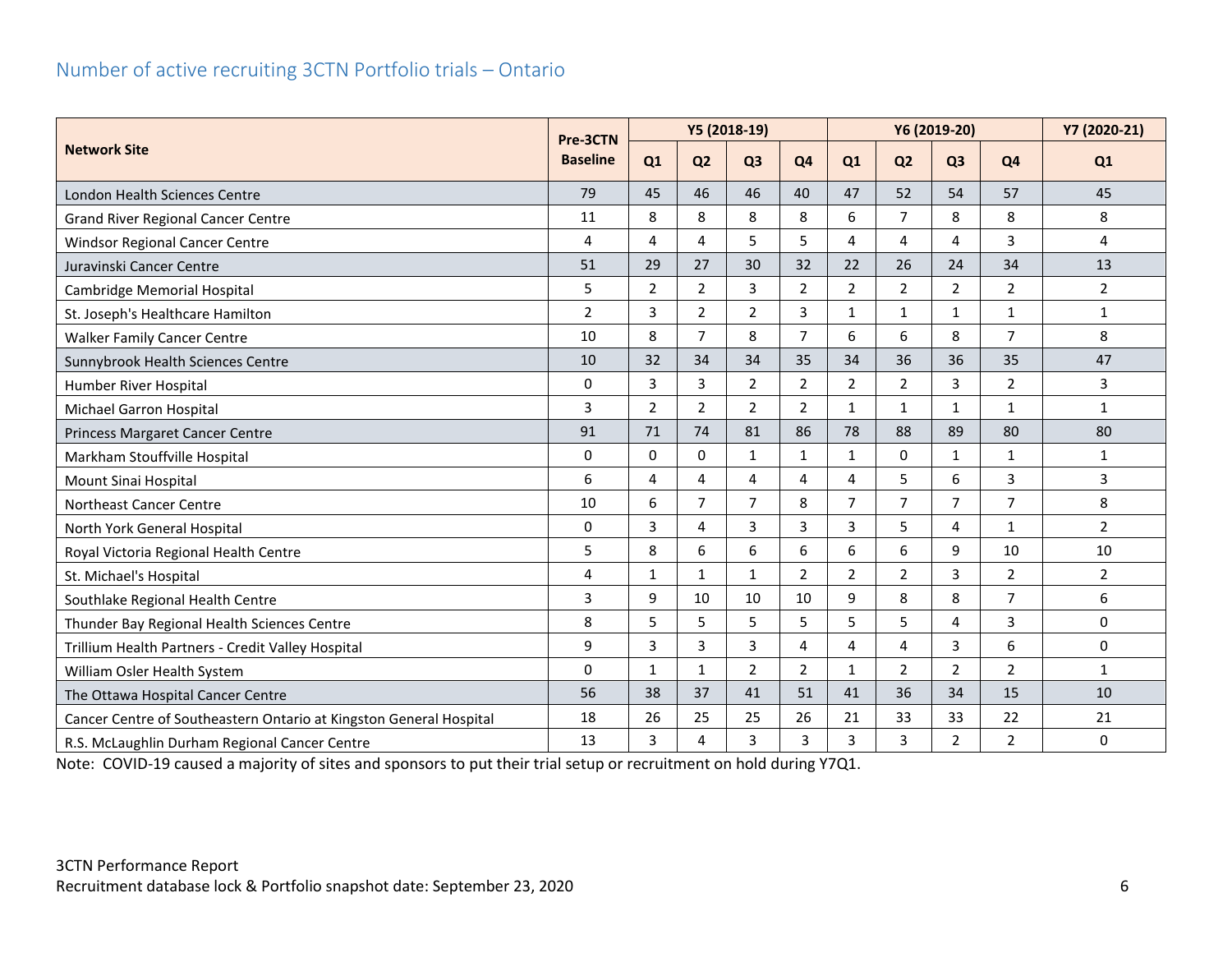## Number of active recruiting 3CTN Portfolio trials – Ontario

| Network Site | Pre-3CTN Baseline | Y5 (2018-19) | | | | Y6 (2019-20) | | | | Y7 (2020-21) |
|---|---|---|---|---|---|---|---|---|---|---|
| | | Q1 | Q2 | Q3 | Q4 | Q1 | Q2 | Q3 | Q4 | Q1 |
| London Health Sciences Centre | 79 | 45 | 46 | 46 | 40 | 47 | 52 | 54 | 57 | 45 |
| Grand River Regional Cancer Centre | 11 | 8 | 8 | 8 | 8 | 6 | 7 | 8 | 8 | 8 |
| Windsor Regional Cancer Centre | 4 | 4 | 4 | 5 | 5 | 4 | 4 | 4 | 3 | 4 |
| Juravinski Cancer Centre | 51 | 29 | 27 | 30 | 32 | 22 | 26 | 24 | 34 | 13 |
| Cambridge Memorial Hospital | 5 | 2 | 2 | 3 | 2 | 2 | 2 | 2 | 2 | 2 |
| St. Joseph's Healthcare Hamilton | 2 | 3 | 2 | 2 | 3 | 1 | 1 | 1 | 1 | 1 |
| Walker Family Cancer Centre | 10 | 8 | 7 | 8 | 7 | 6 | 6 | 8 | 7 | 8 |
| Sunnybrook Health Sciences Centre | 10 | 32 | 34 | 34 | 35 | 34 | 36 | 36 | 35 | 47 |
| Humber River Hospital | 0 | 3 | 3 | 2 | 2 | 2 | 2 | 3 | 2 | 3 |
| Michael Garron Hospital | 3 | 2 | 2 | 2 | 2 | 1 | 1 | 1 | 1 | 1 |
| Princess Margaret Cancer Centre | 91 | 71 | 74 | 81 | 86 | 78 | 88 | 89 | 80 | 80 |
| Markham Stouffville Hospital | 0 | 0 | 0 | 1 | 1 | 1 | 0 | 1 | 1 | 1 |
| Mount Sinai Hospital | 6 | 4 | 4 | 4 | 4 | 4 | 5 | 6 | 3 | 3 |
| Northeast Cancer Centre | 10 | 6 | 7 | 7 | 8 | 7 | 7 | 7 | 7 | 8 |
| North York General Hospital | 0 | 3 | 4 | 3 | 3 | 3 | 5 | 4 | 1 | 2 |
| Royal Victoria Regional Health Centre | 5 | 8 | 6 | 6 | 6 | 6 | 6 | 9 | 10 | 10 |
| St. Michael's Hospital | 4 | 1 | 1 | 1 | 2 | 2 | 2 | 3 | 2 | 2 |
| Southlake Regional Health Centre | 3 | 9 | 10 | 10 | 10 | 9 | 8 | 8 | 7 | 6 |
| Thunder Bay Regional Health Sciences Centre | 8 | 5 | 5 | 5 | 5 | 5 | 5 | 4 | 3 | 0 |
| Trillium Health Partners - Credit Valley Hospital | 9 | 3 | 3 | 3 | 4 | 4 | 4 | 3 | 6 | 0 |
| William Osler Health System | 0 | 1 | 1 | 2 | 2 | 1 | 2 | 2 | 2 | 1 |
| The Ottawa Hospital Cancer Centre | 56 | 38 | 37 | 41 | 51 | 41 | 36 | 34 | 15 | 10 |
| Cancer Centre of Southeastern Ontario at Kingston General Hospital | 18 | 26 | 25 | 25 | 26 | 21 | 33 | 33 | 22 | 21 |
| R.S. McLaughlin Durham Regional Cancer Centre | 13 | 3 | 4 | 3 | 3 | 3 | 3 | 2 | 2 | 0 |

Note: COVID-19 caused a majority of sites and sponsors to put their trial setup or recruitment on hold during Y7Q1.

3CTN Performance Report
Recruitment database lock & Portfolio snapshot date: September 23, 2020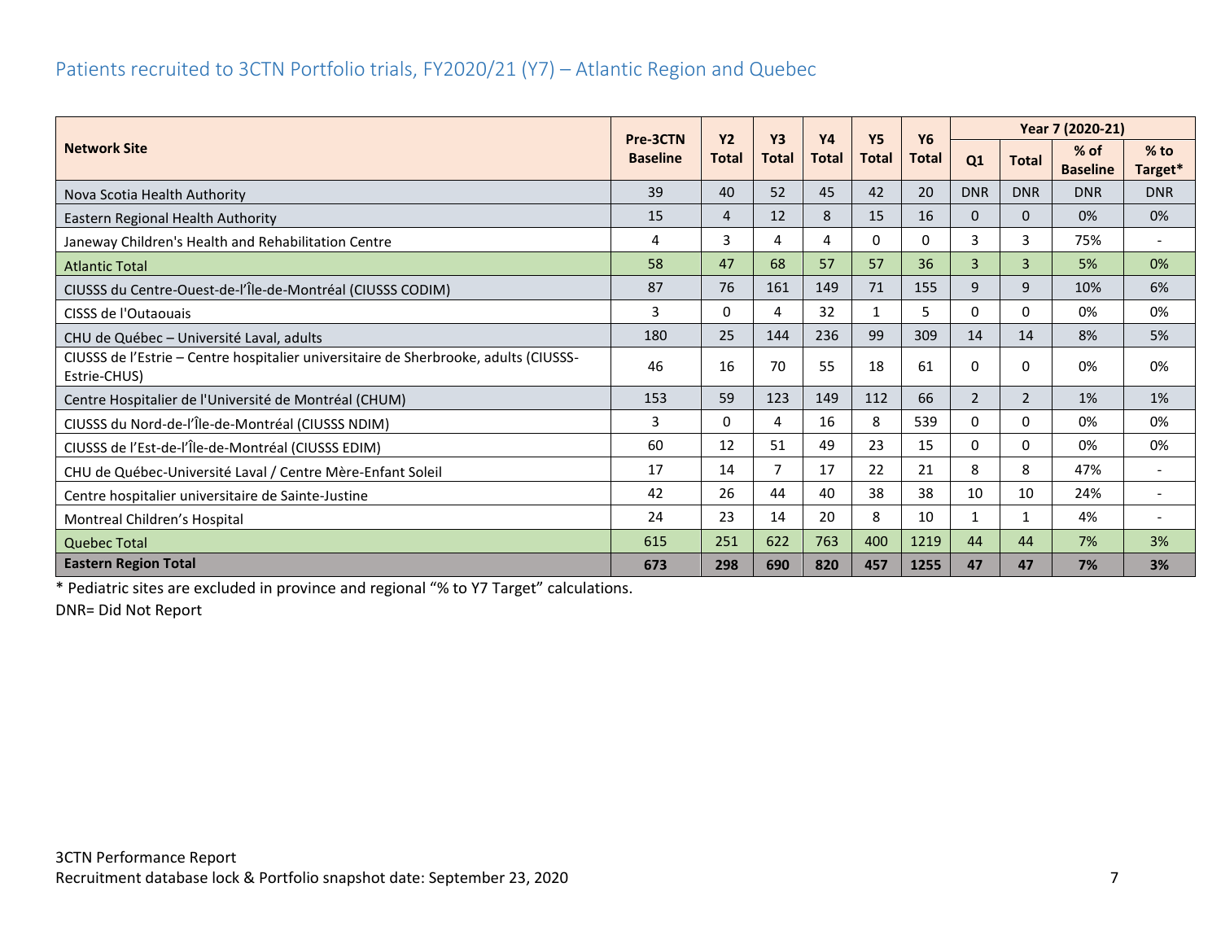## Patients recruited to 3CTN Portfolio trials, FY2020/21 (Y7) – Atlantic Region and Quebec

| Network Site | Pre-3CTN Baseline | Y2 Total | Y3 Total | Y4 Total | Y5 Total | Y6 Total | Year 7 (2020-21) | | | |
|---|---|---|---|---|---|---|---|---|---|---|
| | | | | | | | Q1 | Total | % of Baseline | % to Target* |
| Nova Scotia Health Authority | 39 | 40 | 52 | 45 | 42 | 20 | DNR | DNR | DNR | DNR |
| Eastern Regional Health Authority | 15 | 4 | 12 | 8 | 15 | 16 | 0 | 0 | 0% | 0% |
| Janeway Children's Health and Rehabilitation Centre | 4 | 3 | 4 | 4 | 0 | 0 | 3 | 3 | 75% | - |
| Atlantic Total | 58 | 47 | 68 | 57 | 57 | 36 | 3 | 3 | 5% | 0% |
| CIUSSS du Centre-Ouest-de-l'Île-de-Montréal (CIUSSS CODIM) | 87 | 76 | 161 | 149 | 71 | 155 | 9 | 9 | 10% | 6% |
| CISSS de l'Outaouais | 3 | 0 | 4 | 32 | 1 | 5 | 0 | 0 | 0% | 0% |
| CHU de Québec – Université Laval, adults | 180 | 25 | 144 | 236 | 99 | 309 | 14 | 14 | 8% | 5% |
| CIUSSS de l'Estrie – Centre hospitalier universitaire de Sherbrooke, adults (CIUSSS-Estrie-CHUS) | 46 | 16 | 70 | 55 | 18 | 61 | 0 | 0 | 0% | 0% |
| Centre Hospitalier de l'Université de Montréal (CHUM) | 153 | 59 | 123 | 149 | 112 | 66 | 2 | 2 | 1% | 1% |
| CIUSSS du Nord-de-l'Île-de-Montréal (CIUSSS NDIM) | 3 | 0 | 4 | 16 | 8 | 539 | 0 | 0 | 0% | 0% |
| CIUSSS de l'Est-de-l'Île-de-Montréal (CIUSSS EDIM) | 60 | 12 | 51 | 49 | 23 | 15 | 0 | 0 | 0% | 0% |
| CHU de Québec-Université Laval / Centre Mère-Enfant Soleil | 17 | 14 | 7 | 17 | 22 | 21 | 8 | 8 | 47% | - |
| Centre hospitalier universitaire de Sainte-Justine | 42 | 26 | 44 | 40 | 38 | 38 | 10 | 10 | 24% | - |
| Montreal Children's Hospital | 24 | 23 | 14 | 20 | 8 | 10 | 1 | 1 | 4% | - |
| Quebec Total | 615 | 251 | 622 | 763 | 400 | 1219 | 44 | 44 | 7% | 3% |
| **Eastern Region Total** | **673** | **298** | **690** | **820** | **457** | **1255** | **47** | **47** | **7%** | **3%** |

* Pediatric sites are excluded in province and regional "% to Y7 Target" calculations.

DNR= Did Not Report

3CTN Performance Report
Recruitment database lock & Portfolio snapshot date: September 23, 2020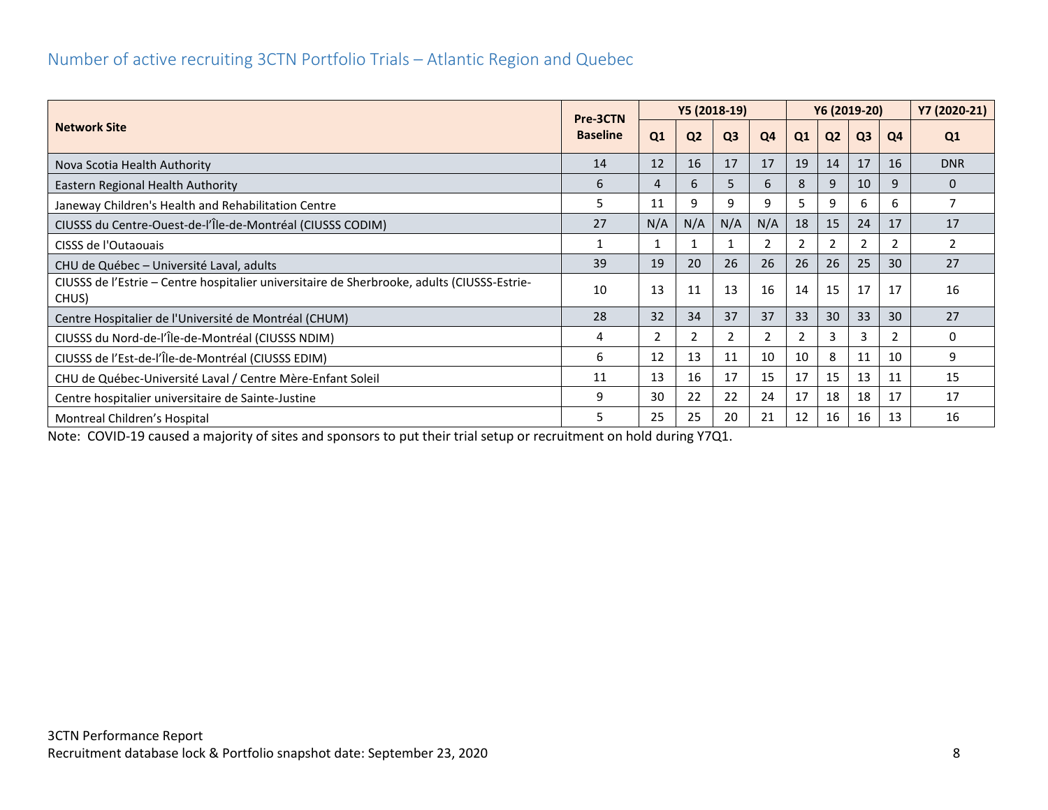## Number of active recruiting 3CTN Portfolio Trials – Atlantic Region and Quebec

| Network Site | Pre-3CTN Baseline | Y5 (2018-19) | | | | Y6 (2019-20) | | | | Y7 (2020-21) |
|---|---|---|---|---|---|---|---|---|---|---|
| | | Q1 | Q2 | Q3 | Q4 | Q1 | Q2 | Q3 | Q4 | Q1 |
| Nova Scotia Health Authority | 14 | 12 | 16 | 17 | 17 | 19 | 14 | 17 | 16 | DNR |
| Eastern Regional Health Authority | 6 | 4 | 6 | 5 | 6 | 8 | 9 | 10 | 9 | 0 |
| Janeway Children's Health and Rehabilitation Centre | 5 | 11 | 9 | 9 | 9 | 5 | 9 | 6 | 6 | 7 |
| CIUSSS du Centre-Ouest-de-l'Île-de-Montréal (CIUSSS CODIM) | 27 | N/A | N/A | N/A | N/A | 18 | 15 | 24 | 17 | 17 |
| CISSS de l'Outaouais | 1 | 1 | 1 | 1 | 2 | 2 | 2 | 2 | 2 | 2 |
| CHU de Québec – Université Laval, adults | 39 | 19 | 20 | 26 | 26 | 26 | 26 | 25 | 30 | 27 |
| CIUSSS de l'Estrie – Centre hospitalier universitaire de Sherbrooke, adults (CIUSSS-Estrie-CHUS) | 10 | 13 | 11 | 13 | 16 | 14 | 15 | 17 | 17 | 16 |
| Centre Hospitalier de l'Université de Montréal (CHUM) | 28 | 32 | 34 | 37 | 37 | 33 | 30 | 33 | 30 | 27 |
| CIUSSS du Nord-de-l'Île-de-Montréal (CIUSSS NDIM) | 4 | 2 | 2 | 2 | 2 | 2 | 3 | 3 | 2 | 0 |
| CIUSSS de l'Est-de-l'Île-de-Montréal (CIUSSS EDIM) | 6 | 12 | 13 | 11 | 10 | 10 | 8 | 11 | 10 | 9 |
| CHU de Québec-Université Laval / Centre Mère-Enfant Soleil | 11 | 13 | 16 | 17 | 15 | 17 | 15 | 13 | 11 | 15 |
| Centre hospitalier universitaire de Sainte-Justine | 9 | 30 | 22 | 22 | 24 | 17 | 18 | 18 | 17 | 17 |
| Montreal Children's Hospital | 5 | 25 | 25 | 20 | 21 | 12 | 16 | 16 | 13 | 16 |

Note: COVID-19 caused a majority of sites and sponsors to put their trial setup or recruitment on hold during Y7Q1.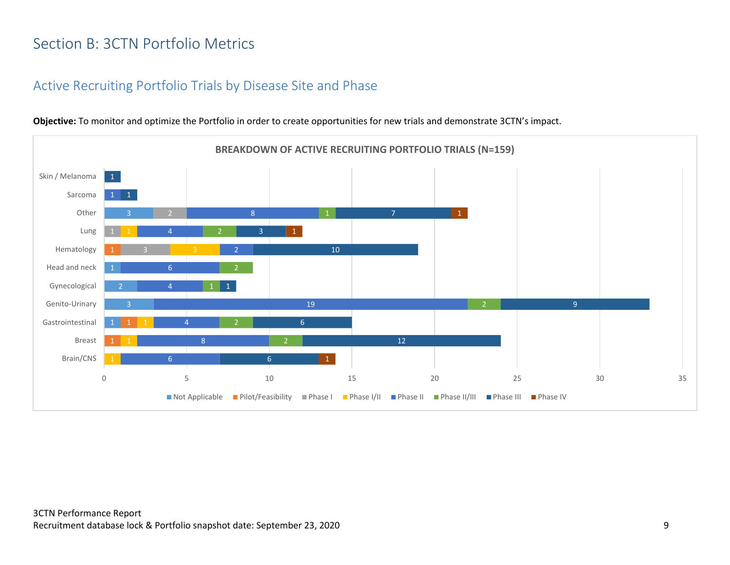## Section B: 3CTN Portfolio Metrics

### Active Recruiting Portfolio Trials by Disease Site and Phase

**Objective:** To monitor and optimize the Portfolio in order to create opportunities for new trials and demonstrate 3CTN's impact.

**BREAKDOWN OF ACTIVE RECRUITING PORTFOLIO TRIALS (N=159)**

| Disease Site | Not Applicable | Pilot/Feasibility | Phase I | Phase I/II | Phase II | Phase II/III | Phase III | Phase IV |
|---|---|---|---|---|---|---|---|---|
| Skin / Melanoma | | | | | | | 1 | |
| Sarcoma | | | | | 1 | | 1 | |
| Other | 3 | | 2 | | 8 | 1 | 7 | 1 |
| Lung | | | 1 | 1 | 4 | 2 | 3 | 1 |
| Hematology | | 1 | 3 | 3 | 2 | | 10 | |
| Head and neck | 1 | | | | 6 | 2 | | |
| Gynecological | 2 | | | | 4 | 1 | 1 | |
| Genito-Urinary | 3 | | | | 19 | 2 | 9 | |
| Gastrointestinal | 1 | 1 | | 1 | 4 | 2 | 6 | |
| Breast | | 1 | | 1 | 8 | 2 | 12 | |
| Brain/CNS | | | | 1 | 6 | | 6 | 1 |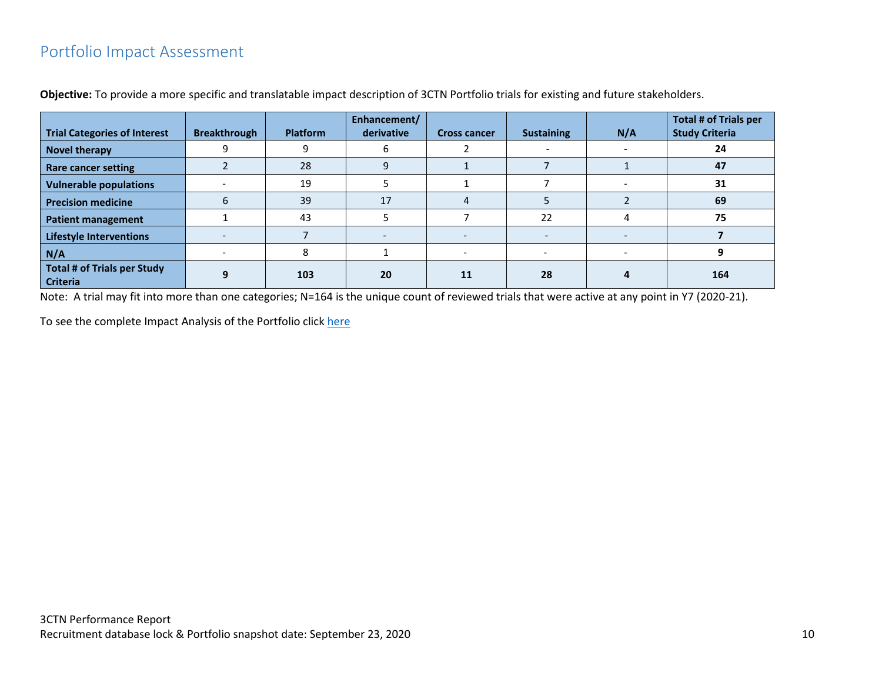## Portfolio Impact Assessment

**Objective:** To provide a more specific and translatable impact description of 3CTN Portfolio trials for existing and future stakeholders.

| Trial Categories of Interest | Breakthrough | Platform | Enhancement/ derivative | Cross cancer | Sustaining | N/A | Total # of Trials per Study Criteria |
|---|---|---|---|---|---|---|---|
| **Novel therapy** | 9 | 9 | 6 | 2 | - | - | **24** |
| **Rare cancer setting** | 2 | 28 | 9 | 1 | 7 | 1 | **47** |
| **Vulnerable populations** | - | 19 | 5 | 1 | 7 | - | **31** |
| **Precision medicine** | 6 | 39 | 17 | 4 | 5 | 2 | **69** |
| **Patient management** | 1 | 43 | 5 | 7 | 22 | 4 | **75** |
| **Lifestyle Interventions** | - | 7 | - | - | - | - | **7** |
| **N/A** | - | 8 | 1 | - | - | - | **9** |
| **Total # of Trials per Study Criteria** | **9** | **103** | **20** | **11** | **28** | **4** | **164** |

Note: A trial may fit into more than one categories; N=164 is the unique count of reviewed trials that were active at any point in Y7 (2020-21).

To see the complete Impact Analysis of the Portfolio click here

3CTN Performance Report
Recruitment database lock & Portfolio snapshot date: September 23, 2020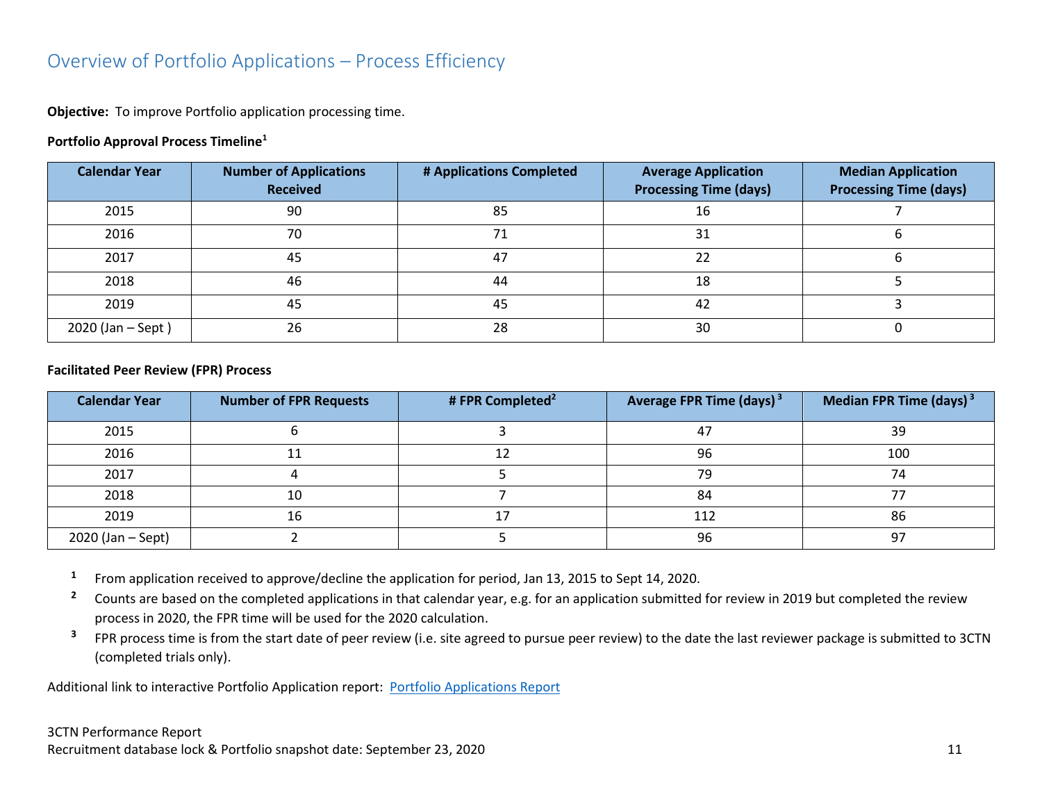# Overview of Portfolio Applications – Process Efficiency

**Objective:** To improve Portfolio application processing time.

**Portfolio Approval Process Timeline[1]**

| Calendar Year | Number of Applications Received | # Applications Completed | Average Application Processing Time (days) | Median Application Processing Time (days) |
|---|---|---|---|---|
| 2015 | 90 | 85 | 16 | 7 |
| 2016 | 70 | 71 | 31 | 6 |
| 2017 | 45 | 47 | 22 | 6 |
| 2018 | 46 | 44 | 18 | 5 |
| 2019 | 45 | 45 | 42 | 3 |
| 2020 (Jan – Sept ) | 26 | 28 | 30 | 0 |

**Facilitated Peer Review (FPR) Process**

| Calendar Year | Number of FPR Requests | # FPR Completed[2] | Average FPR Time (days)[3] | Median FPR Time (days)[3] |
|---|---|---|---|---|
| 2015 | 6 | 3 | 47 | 39 |
| 2016 | 11 | 12 | 96 | 100 |
| 2017 | 4 | 5 | 79 | 74 |
| 2018 | 10 | 7 | 84 | 77 |
| 2019 | 16 | 17 | 112 | 86 |
| 2020 (Jan – Sept) | 2 | 5 | 96 | 97 |

[1] From application received to approve/decline the application for period, Jan 13, 2015 to Sept 14, 2020.

[2] Counts are based on the completed applications in that calendar year, e.g. for an application submitted for review in 2019 but completed the review process in 2020, the FPR time will be used for the 2020 calculation.

[3] FPR process time is from the start date of peer review (i.e. site agreed to pursue peer review) to the date the last reviewer package is submitted to 3CTN (completed trials only).

Additional link to interactive Portfolio Application report: Portfolio Applications Report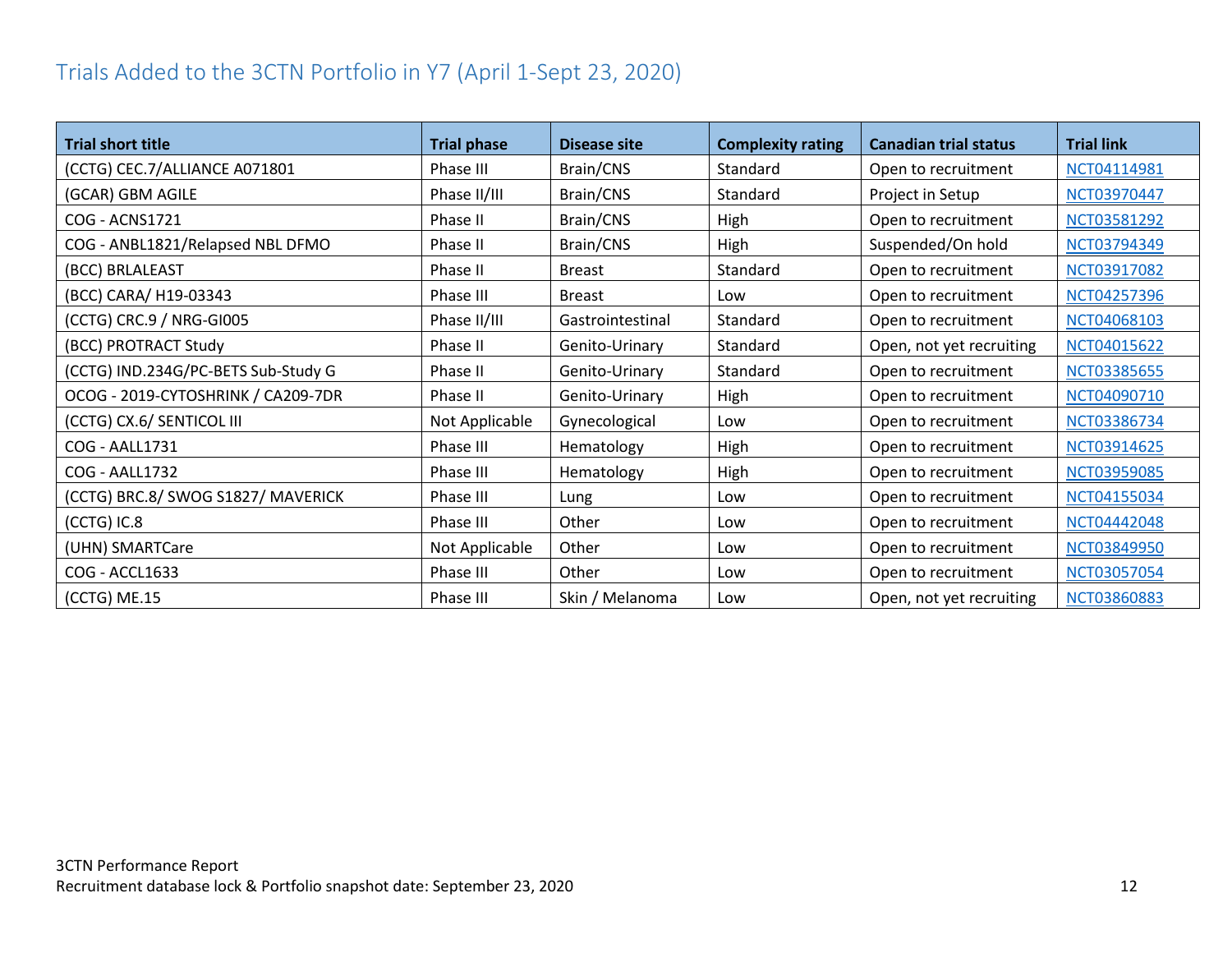## Trials Added to the 3CTN Portfolio in Y7 (April 1-Sept 23, 2020)

| Trial short title | Trial phase | Disease site | Complexity rating | Canadian trial status | Trial link |
|---|---|---|---|---|---|
| (CCTG) CEC.7/ALLIANCE A071801 | Phase III | Brain/CNS | Standard | Open to recruitment | NCT04114981 |
| (GCAR) GBM AGILE | Phase II/III | Brain/CNS | Standard | Project in Setup | NCT03970447 |
| COG - ACNS1721 | Phase II | Brain/CNS | High | Open to recruitment | NCT03581292 |
| COG - ANBL1821/Relapsed NBL DFMO | Phase II | Brain/CNS | High | Suspended/On hold | NCT03794349 |
| (BCC) BRLALEAST | Phase II | Breast | Standard | Open to recruitment | NCT03917082 |
| (BCC) CARA/ H19-03343 | Phase III | Breast | Low | Open to recruitment | NCT04257396 |
| (CCTG) CRC.9 / NRG-GI005 | Phase II/III | Gastrointestinal | Standard | Open to recruitment | NCT04068103 |
| (BCC) PROTRACT Study | Phase II | Genito-Urinary | Standard | Open, not yet recruiting | NCT04015622 |
| (CCTG) IND.234G/PC-BETS Sub-Study G | Phase II | Genito-Urinary | Standard | Open to recruitment | NCT03385655 |
| OCOG - 2019-CYTOSHRINK / CA209-7DR | Phase II | Genito-Urinary | High | Open to recruitment | NCT04090710 |
| (CCTG) CX.6/ SENTICOL III | Not Applicable | Gynecological | Low | Open to recruitment | NCT03386734 |
| COG - AALL1731 | Phase III | Hematology | High | Open to recruitment | NCT03914625 |
| COG - AALL1732 | Phase III | Hematology | High | Open to recruitment | NCT03959085 |
| (CCTG) BRC.8/ SWOG S1827/ MAVERICK | Phase III | Lung | Low | Open to recruitment | NCT04155034 |
| (CCTG) IC.8 | Phase III | Other | Low | Open to recruitment | NCT04442048 |
| (UHN) SMARTCare | Not Applicable | Other | Low | Open to recruitment | NCT03849950 |
| COG - ACCL1633 | Phase III | Other | Low | Open to recruitment | NCT03057054 |
| (CCTG) ME.15 | Phase III | Skin / Melanoma | Low | Open, not yet recruiting | NCT03860883 |